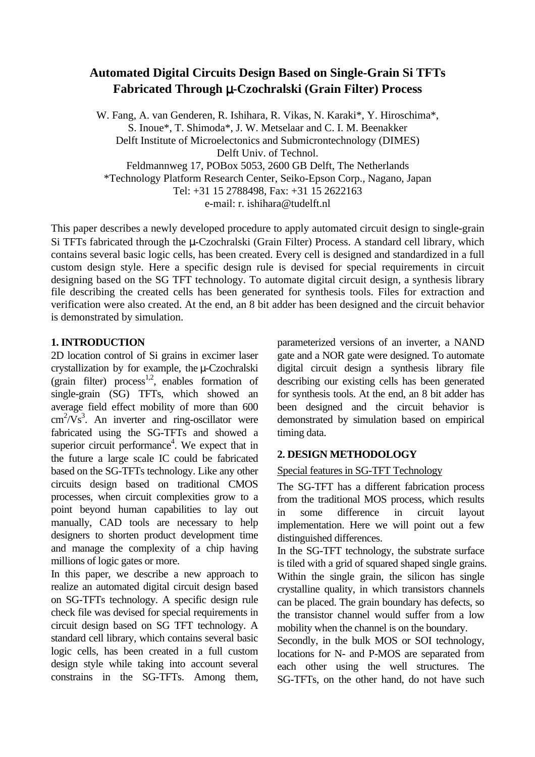# Automated Digital Circuits Design Based on Single-Grain Si TFTs Fabricated Through μ-Czochralski (Grain Filter) Process

W. Fang, A. van Genderen, R. Ishihara, R. Vikas, N. Karaki*, Y. Hiroschima*,
S. Inoue*, T. Shimoda*, J. W. Metselaar and C. I. M. Beenakker
Delft Institute of Microelectonics and Submicrontechnology (DIMES)
Delft Univ. of Technol.
Feldmannweg 17, POBox 5053, 2600 GB Delft, The Netherlands
*Technology Platform Research Center, Seiko-Epson Corp., Nagano, Japan
Tel: +31 15 2788498, Fax: +31 15 2622163
e-mail: r. ishihara@tudelft.nl

This paper describes a newly developed procedure to apply automated circuit design to single-grain Si TFTs fabricated through the μ-Czochralski (Grain Filter) Process. A standard cell library, which contains several basic logic cells, has been created. Every cell is designed and standardized in a full custom design style. Here a specific design rule is devised for special requirements in circuit designing based on the SG TFT technology. To automate digital circuit design, a synthesis library file describing the created cells has been generated for synthesis tools. Files for extraction and verification were also created. At the end, an 8 bit adder has been designed and the circuit behavior is demonstrated by simulation.

## 1. INTRODUCTION

2D location control of Si grains in excimer laser crystallization by for example, the μ-Czochralski (grain filter) process[1,2], enables formation of single-grain (SG) TFTs, which showed an average field effect mobility of more than 600 $cm^2/Vs$[3]. An inverter and ring-oscillator were fabricated using the SG-TFTs and showed a superior circuit performance[4]. We expect that in the future a large scale IC could be fabricated based on the SG-TFTs technology. Like any other circuits design based on traditional CMOS processes, when circuit complexities grow to a point beyond human capabilities to lay out manually, CAD tools are necessary to help designers to shorten product development time and manage the complexity of a chip having millions of logic gates or more.

In this paper, we describe a new approach to realize an automated digital circuit design based on SG-TFTs technology. A specific design rule check file was devised for special requirements in circuit design based on SG TFT technology. A standard cell library, which contains several basic logic cells, has been created in a full custom design style while taking into account several constrains in the SG-TFTs. Among them, parameterized versions of an inverter, a NAND gate and a NOR gate were designed. To automate digital circuit design a synthesis library file describing our existing cells has been generated for synthesis tools. At the end, an 8 bit adder has been designed and the circuit behavior is demonstrated by simulation based on empirical timing data.

## 2. DESIGN METHODOLOGY

Special features in SG-TFT Technology

The SG-TFT has a different fabrication process from the traditional MOS process, which results in some difference in circuit layout implementation. Here we will point out a few distinguished differences.

In the SG-TFT technology, the substrate surface is tiled with a grid of squared shaped single grains. Within the single grain, the silicon has single crystalline quality, in which transistors channels can be placed. The grain boundary has defects, so the transistor channel would suffer from a low mobility when the channel is on the boundary.

Secondly, in the bulk MOS or SOI technology, locations for N- and P-MOS are separated from each other using the well structures. The SG-TFTs, on the other hand, do not have such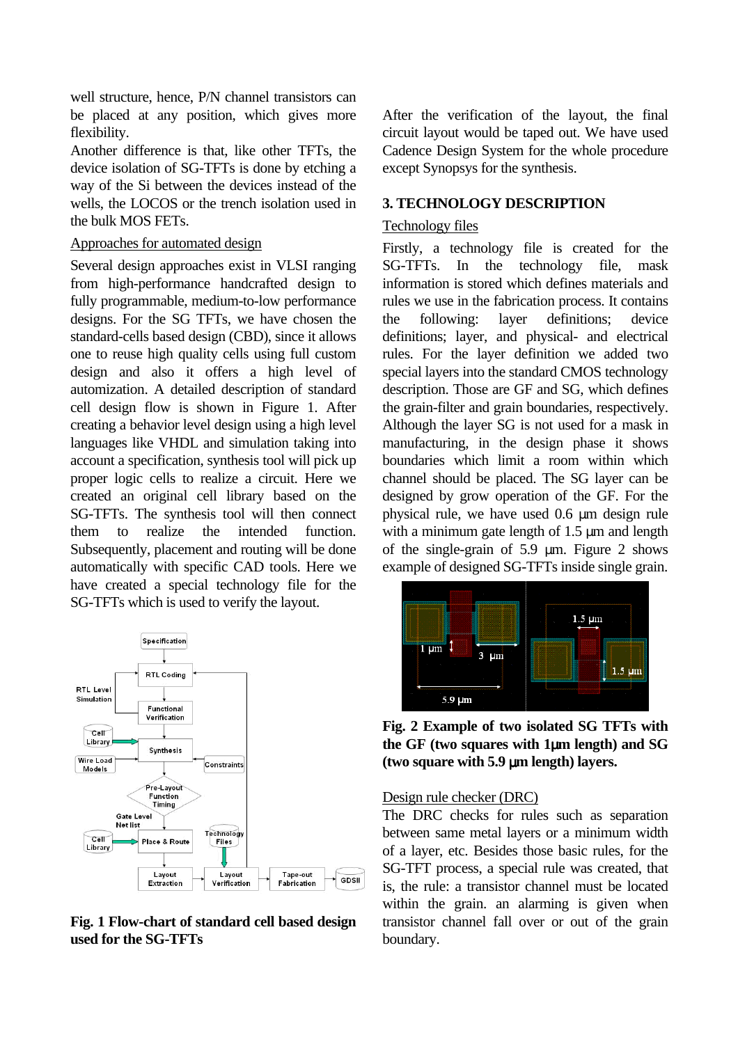well structure, hence, P/N channel transistors can be placed at any position, which gives more flexibility.

Another difference is that, like other TFTs, the device isolation of SG-TFTs is done by etching a way of the Si between the devices instead of the wells, the LOCOS or the trench isolation used in the bulk MOS FETs.

Approaches for automated design

Several design approaches exist in VLSI ranging from high-performance handcrafted design to fully programmable, medium-to-low performance designs. For the SG TFTs, we have chosen the standard-cells based design (CBD), since it allows one to reuse high quality cells using full custom design and also it offers a high level of automization. A detailed description of standard cell design flow is shown in Figure 1. After creating a behavior level design using a high level languages like VHDL and simulation taking into account a specification, synthesis tool will pick up proper logic cells to realize a circuit. Here we created an original cell library based on the SG-TFTs. The synthesis tool will then connect them to realize the intended function. Subsequently, placement and routing will be done automatically with specific CAD tools. Here we have created a special technology file for the SG-TFTs which is used to verify the layout.

**Fig. 1 Flow-chart of standard cell based design used for the SG-TFTs**

After the verification of the layout, the final circuit layout would be taped out. We have used Cadence Design System for the whole procedure except Synopsys for the synthesis.

## 3. TECHNOLOGY DESCRIPTION

Technology files

Firstly, a technology file is created for the SG-TFTs. In the technology file, mask information is stored which defines materials and rules we use in the fabrication process. It contains the following: layer definitions; device definitions; layer, and physical- and electrical rules. For the layer definition we added two special layers into the standard CMOS technology description. Those are GF and SG, which defines the grain-filter and grain boundaries, respectively. Although the layer SG is not used for a mask in manufacturing, in the design phase it shows boundaries which limit a room within which channel should be placed. The SG layer can be designed by grow operation of the GF. For the physical rule, we have used 0.6 μm design rule with a minimum gate length of 1.5 μm and length of the single-grain of 5.9 μm. Figure 2 shows example of designed SG-TFTs inside single grain.

**Fig. 2 Example of two isolated SG TFTs with the GF (two squares with 1μm length) and SG (two square with 5.9 μm length) layers.**

Design rule checker (DRC)

The DRC checks for rules such as separation between same metal layers or a minimum width of a layer, etc. Besides those basic rules, for the SG-TFT process, a special rule was created, that is, the rule: a transistor channel must be located within the grain. an alarming is given when transistor channel fall over or out of the grain boundary.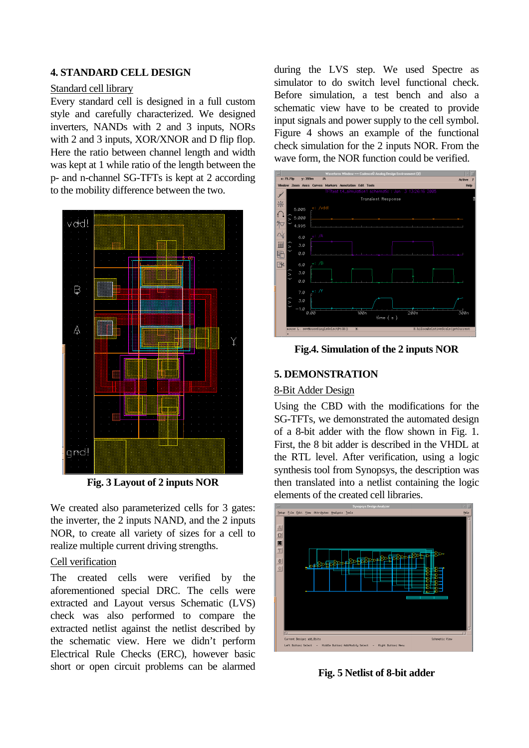## 4. STANDARD CELL DESIGN

Standard cell library

Every standard cell is designed in a full custom style and carefully characterized. We designed inverters, NANDs with 2 and 3 inputs, NORs with 2 and 3 inputs, XOR/XNOR and D flip flop. Here the ratio between channel length and width was kept at 1 while ratio of the length between the p- and n-channel SG-TFTs is kept at 2 according to the mobility difference between the two.

Fig. 3 Layout of 2 inputs NOR

We created also parameterized cells for 3 gates: the inverter, the 2 inputs NAND, and the 2 inputs NOR, to create all variety of sizes for a cell to realize multiple current driving strengths.

Cell verification

The created cells were verified by the aforementioned special DRC. The cells were extracted and Layout versus Schematic (LVS) check was also performed to compare the extracted netlist against the netlist described by the schematic view. Here we didn't perform Electrical Rule Checks (ERC), however basic short or open circuit problems can be alarmed during the LVS step. We used Spectre as simulator to do switch level functional check. Before simulation, a test bench and also a schematic view have to be created to provide input signals and power supply to the cell symbol. Figure 4 shows an example of the functional check simulation for the 2 inputs NOR. From the wave form, the NOR function could be verified.

**Fig.4. Simulation of the 2 inputs NOR**

## 5. DEMONSTRATION

8-Bit Adder Design

Using the CBD with the modifications for the SG-TFTs, we demonstrated the automated design of a 8-bit adder with the flow shown in Fig. 1. First, the 8 bit adder is described in the VHDL at the RTL level. After verification, using a logic synthesis tool from Synopsys, the description was then translated into a netlist containing the logic elements of the created cell libraries.

**Fig. 5 Netlist of 8-bit adder**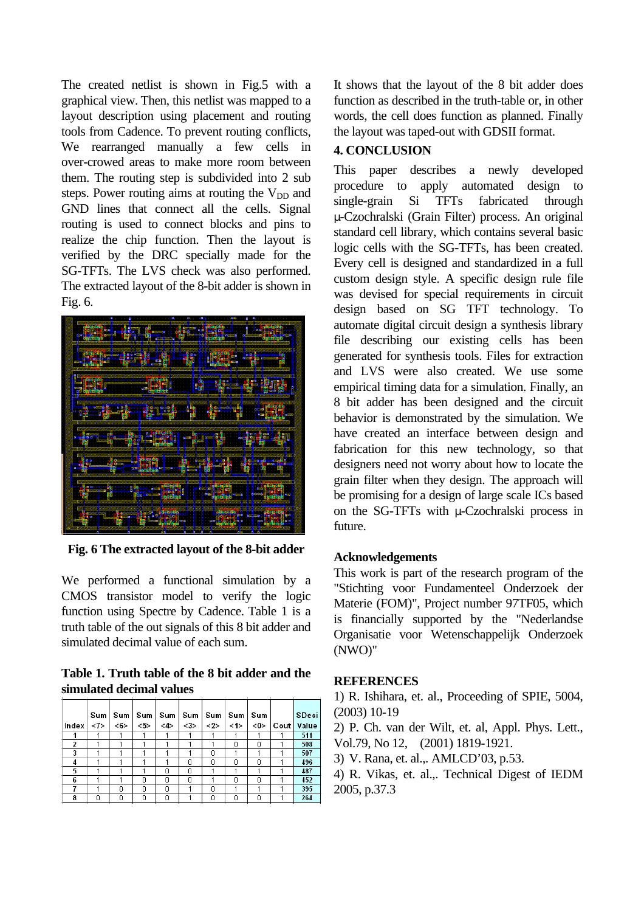The created netlist is shown in Fig.5 with a graphical view. Then, this netlist was mapped to a layout description using placement and routing tools from Cadence. To prevent routing conflicts, We rearranged manually a few cells in over-crowed areas to make more room between them. The routing step is subdivided into 2 sub steps. Power routing aims at routing the $V_{DD}$ and GND lines that connect all the cells. Signal routing is used to connect blocks and pins to realize the chip function. Then the layout is verified by the DRC specially made for the SG-TFTs. The LVS check was also performed. The extracted layout of the 8-bit adder is shown in Fig. 6.

**Fig. 6 The extracted layout of the 8-bit adder**

We performed a functional simulation by a CMOS transistor model to verify the logic function using Spectre by Cadence. Table 1 is a truth table of the out signals of this 8 bit adder and simulated decimal value of each sum.

**Table 1. Truth table of the 8 bit adder and the simulated decimal values**

| Index | Sum <7> | Sum <6> | Sum <5> | Sum <4> | Sum <3> | Sum <2> | Sum <1> | Sum <0> | Cout | SDeci Value |
|---|---|---|---|---|---|---|---|---|---|---|
| 1 | 1 | 1 | 1 | 1 | 1 | 1 | 1 | 1 | 1 | 511 |
| 2 | 1 | 1 | 1 | 1 | 1 | 1 | 0 | 0 | 1 | 508 |
| 3 | 1 | 1 | 1 | 1 | 1 | 0 | 1 | 1 | 1 | 507 |
| 4 | 1 | 1 | 1 | 1 | 0 | 0 | 0 | 0 | 1 | 496 |
| 5 | 1 | 1 | 1 | 0 | 0 | 1 | 1 | 1 | 1 | 487 |
| 6 | 1 | 1 | 0 | 0 | 0 | 1 | 0 | 0 | 1 | 452 |
| 7 | 1 | 0 | 0 | 0 | 1 | 0 | 1 | 1 | 1 | 395 |
| 8 | 0 | 0 | 0 | 0 | 1 | 0 | 0 | 0 | 1 | 264 |

It shows that the layout of the 8 bit adder does function as described in the truth-table or, in other words, the cell does function as planned. Finally the layout was taped-out with GDSII format.

## 4. CONCLUSION

This paper describes a newly developed procedure to apply automated design to single-grain Si TFTs fabricated through μ-Czochralski (Grain Filter) process. An original standard cell library, which contains several basic logic cells with the SG-TFTs, has been created. Every cell is designed and standardized in a full custom design style. A specific design rule file was devised for special requirements in circuit design based on SG TFT technology. To automate digital circuit design a synthesis library file describing our existing cells has been generated for synthesis tools. Files for extraction and LVS were also created. We use some empirical timing data for a simulation. Finally, an 8 bit adder has been designed and the circuit behavior is demonstrated by the simulation. We have created an interface between design and fabrication for this new technology, so that designers need not worry about how to locate the grain filter when they design. The approach will be promising for a design of large scale ICs based on the SG-TFTs with μ-Czochralski process in future.

### Acknowledgements

This work is part of the research program of the "Stichting voor Fundamenteel Onderzoek der Materie (FOM)", Project number 97TF05, which is financially supported by the "Nederlandse Organisatie voor Wetenschappelijk Onderzoek (NWO)"

### REFERENCES

1) R. Ishihara, et. al., Proceeding of SPIE, 5004, (2003) 10-19

2) P. Ch. van der Wilt, et. al, Appl. Phys. Lett., Vol.79, No 12, (2001) 1819-1921.

3) V. Rana, et. al.,. AMLCD'03, p.53.

4) R. Vikas, et. al.,. Technical Digest of IEDM 2005, p.37.3